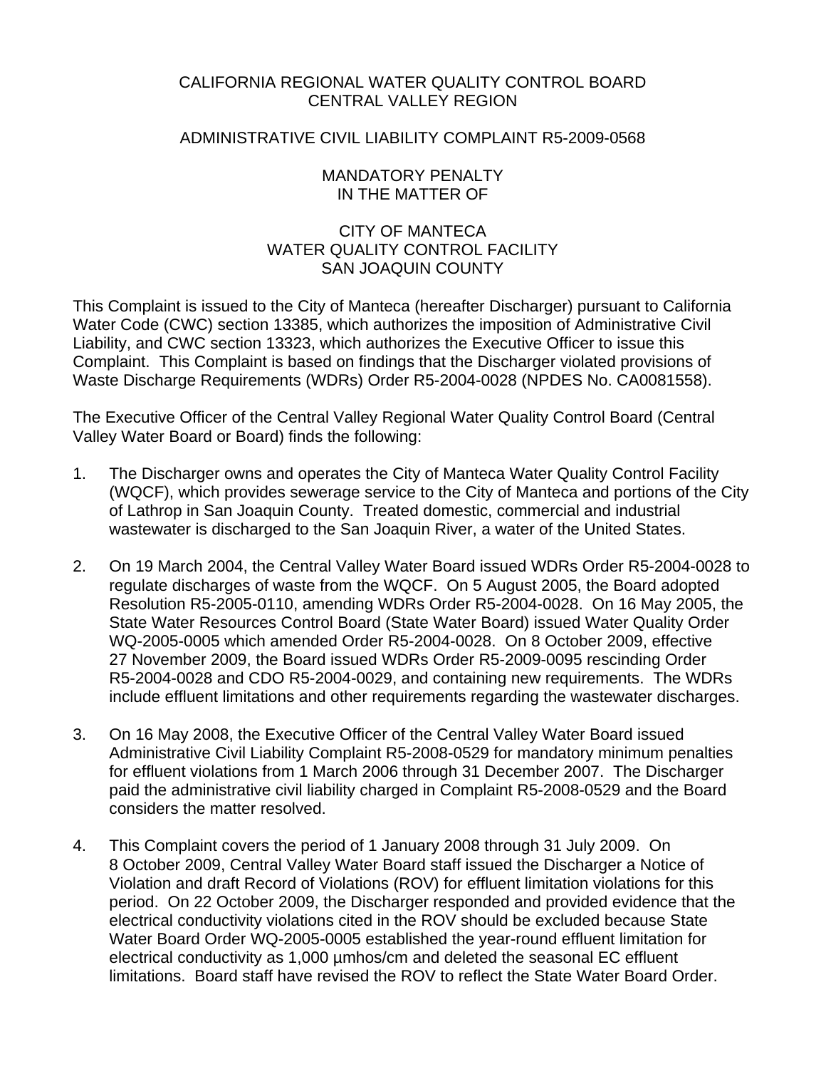CALIFORNIA REGIONAL WATER QUALITY CONTROL BOARD
CENTRAL VALLEY REGION

ADMINISTRATIVE CIVIL LIABILITY COMPLAINT R5-2009-0568

MANDATORY PENALTY
IN THE MATTER OF

CITY OF MANTECA
WATER QUALITY CONTROL FACILITY
SAN JOAQUIN COUNTY

This Complaint is issued to the City of Manteca (hereafter Discharger) pursuant to California Water Code (CWC) section 13385, which authorizes the imposition of Administrative Civil Liability, and CWC section 13323, which authorizes the Executive Officer to issue this Complaint. This Complaint is based on findings that the Discharger violated provisions of Waste Discharge Requirements (WDRs) Order R5-2004-0028 (NPDES No. CA0081558).

The Executive Officer of the Central Valley Regional Water Quality Control Board (Central Valley Water Board or Board) finds the following:

1. The Discharger owns and operates the City of Manteca Water Quality Control Facility (WQCF), which provides sewerage service to the City of Manteca and portions of the City of Lathrop in San Joaquin County. Treated domestic, commercial and industrial wastewater is discharged to the San Joaquin River, a water of the United States.

2. On 19 March 2004, the Central Valley Water Board issued WDRs Order R5-2004-0028 to regulate discharges of waste from the WQCF. On 5 August 2005, the Board adopted Resolution R5-2005-0110, amending WDRs Order R5-2004-0028. On 16 May 2005, the State Water Resources Control Board (State Water Board) issued Water Quality Order WQ-2005-0005 which amended Order R5-2004-0028. On 8 October 2009, effective 27 November 2009, the Board issued WDRs Order R5-2009-0095 rescinding Order R5-2004-0028 and CDO R5-2004-0029, and containing new requirements. The WDRs include effluent limitations and other requirements regarding the wastewater discharges.

3. On 16 May 2008, the Executive Officer of the Central Valley Water Board issued Administrative Civil Liability Complaint R5-2008-0529 for mandatory minimum penalties for effluent violations from 1 March 2006 through 31 December 2007. The Discharger paid the administrative civil liability charged in Complaint R5-2008-0529 and the Board considers the matter resolved.

4. This Complaint covers the period of 1 January 2008 through 31 July 2009. On 8 October 2009, Central Valley Water Board staff issued the Discharger a Notice of Violation and draft Record of Violations (ROV) for effluent limitation violations for this period. On 22 October 2009, the Discharger responded and provided evidence that the electrical conductivity violations cited in the ROV should be excluded because State Water Board Order WQ-2005-0005 established the year-round effluent limitation for electrical conductivity as 1,000 µmhos/cm and deleted the seasonal EC effluent limitations. Board staff have revised the ROV to reflect the State Water Board Order.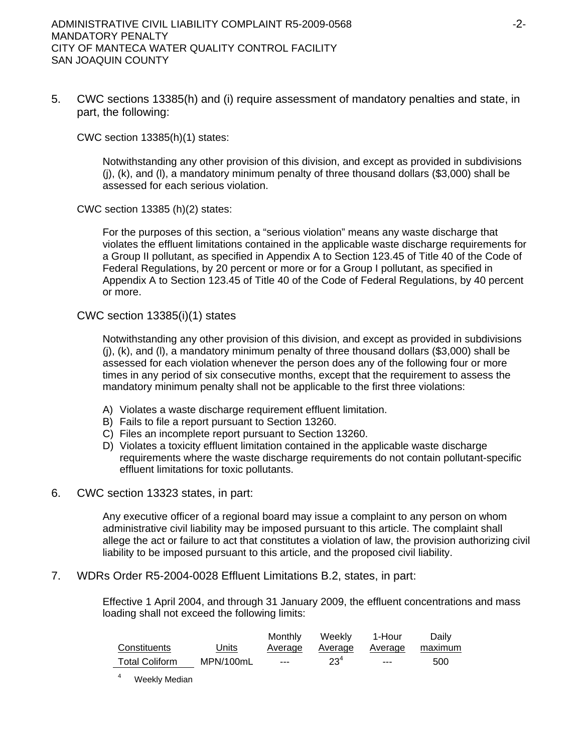5. CWC sections 13385(h) and (i) require assessment of mandatory penalties and state, in part, the following:

   CWC section 13385(h)(1) states:

   > Notwithstanding any other provision of this division, and except as provided in subdivisions (j), (k), and (l), a mandatory minimum penalty of three thousand dollars ($3,000) shall be assessed for each serious violation.

   CWC section 13385 (h)(2) states:

   > For the purposes of this section, a "serious violation" means any waste discharge that violates the effluent limitations contained in the applicable waste discharge requirements for a Group II pollutant, as specified in Appendix A to Section 123.45 of Title 40 of the Code of Federal Regulations, by 20 percent or more or for a Group I pollutant, as specified in Appendix A to Section 123.45 of Title 40 of the Code of Federal Regulations, by 40 percent or more.

   CWC section 13385(i)(1) states

   > Notwithstanding any other provision of this division, and except as provided in subdivisions (j), (k), and (l), a mandatory minimum penalty of three thousand dollars ($3,000) shall be assessed for each violation whenever the person does any of the following four or more times in any period of six consecutive months, except that the requirement to assess the mandatory minimum penalty shall not be applicable to the first three violations:
   >
   > A) Violates a waste discharge requirement effluent limitation.
   > B) Fails to file a report pursuant to Section 13260.
   > C) Files an incomplete report pursuant to Section 13260.
   > D) Violates a toxicity effluent limitation contained in the applicable waste discharge requirements where the waste discharge requirements do not contain pollutant-specific effluent limitations for toxic pollutants.

6. CWC section 13323 states, in part:

   > Any executive officer of a regional board may issue a complaint to any person on whom administrative civil liability may be imposed pursuant to this article. The complaint shall allege the act or failure to act that constitutes a violation of law, the provision authorizing civil liability to be imposed pursuant to this article, and the proposed civil liability.

7. WDRs Order R5-2004-0028 Effluent Limitations B.2, states, in part:

   > Effective 1 April 2004, and through 31 January 2009, the effluent concentrations and mass loading shall not exceed the following limits:

   | Constituents | Units | Monthly Average | Weekly Average | 1-Hour Average | Daily maximum |
   |---|---|---|---|---|---|
   | Total Coliform | MPN/100mL | --- | 23[4] | --- | 500 |

   [4] Weekly Median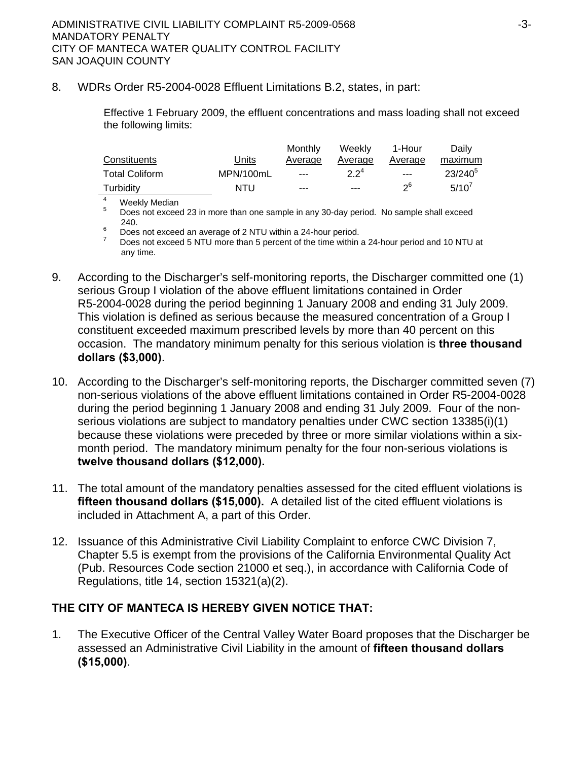8. WDRs Order R5-2004-0028 Effluent Limitations B.2, states, in part:

   Effective 1 February 2009, the effluent concentrations and mass loading shall not exceed the following limits:

| Constituents | Units | Monthly Average | Weekly Average | 1-Hour Average | Daily maximum |
|---|---|---|---|---|---|
| Total Coliform | MPN/100mL | --- | 2.2[4] | --- | 23/240[5] |
| Turbidity | NTU | --- | --- | 2[6] | 5/10[7] |

[4] Weekly Median
[5] Does not exceed 23 in more than one sample in any 30-day period. No sample shall exceed 240.
[6] Does not exceed an average of 2 NTU within a 24-hour period.
[7] Does not exceed 5 NTU more than 5 percent of the time within a 24-hour period and 10 NTU at any time.

9. According to the Discharger's self-monitoring reports, the Discharger committed one (1) serious Group I violation of the above effluent limitations contained in Order R5-2004-0028 during the period beginning 1 January 2008 and ending 31 July 2009. This violation is defined as serious because the measured concentration of a Group I constituent exceeded maximum prescribed levels by more than 40 percent on this occasion. The mandatory minimum penalty for this serious violation is **three thousand dollars ($3,000)**.

10. According to the Discharger's self-monitoring reports, the Discharger committed seven (7) non-serious violations of the above effluent limitations contained in Order R5-2004-0028 during the period beginning 1 January 2008 and ending 31 July 2009. Four of the non-serious violations are subject to mandatory penalties under CWC section 13385(i)(1) because these violations were preceded by three or more similar violations within a six-month period. The mandatory minimum penalty for the four non-serious violations is **twelve thousand dollars ($12,000).**

11. The total amount of the mandatory penalties assessed for the cited effluent violations is **fifteen thousand dollars ($15,000).** A detailed list of the cited effluent violations is included in Attachment A, a part of this Order.

12. Issuance of this Administrative Civil Liability Complaint to enforce CWC Division 7, Chapter 5.5 is exempt from the provisions of the California Environmental Quality Act (Pub. Resources Code section 21000 et seq.), in accordance with California Code of Regulations, title 14, section 15321(a)(2).

**THE CITY OF MANTECA IS HEREBY GIVEN NOTICE THAT:**

1. The Executive Officer of the Central Valley Water Board proposes that the Discharger be assessed an Administrative Civil Liability in the amount of **fifteen thousand dollars ($15,000)**.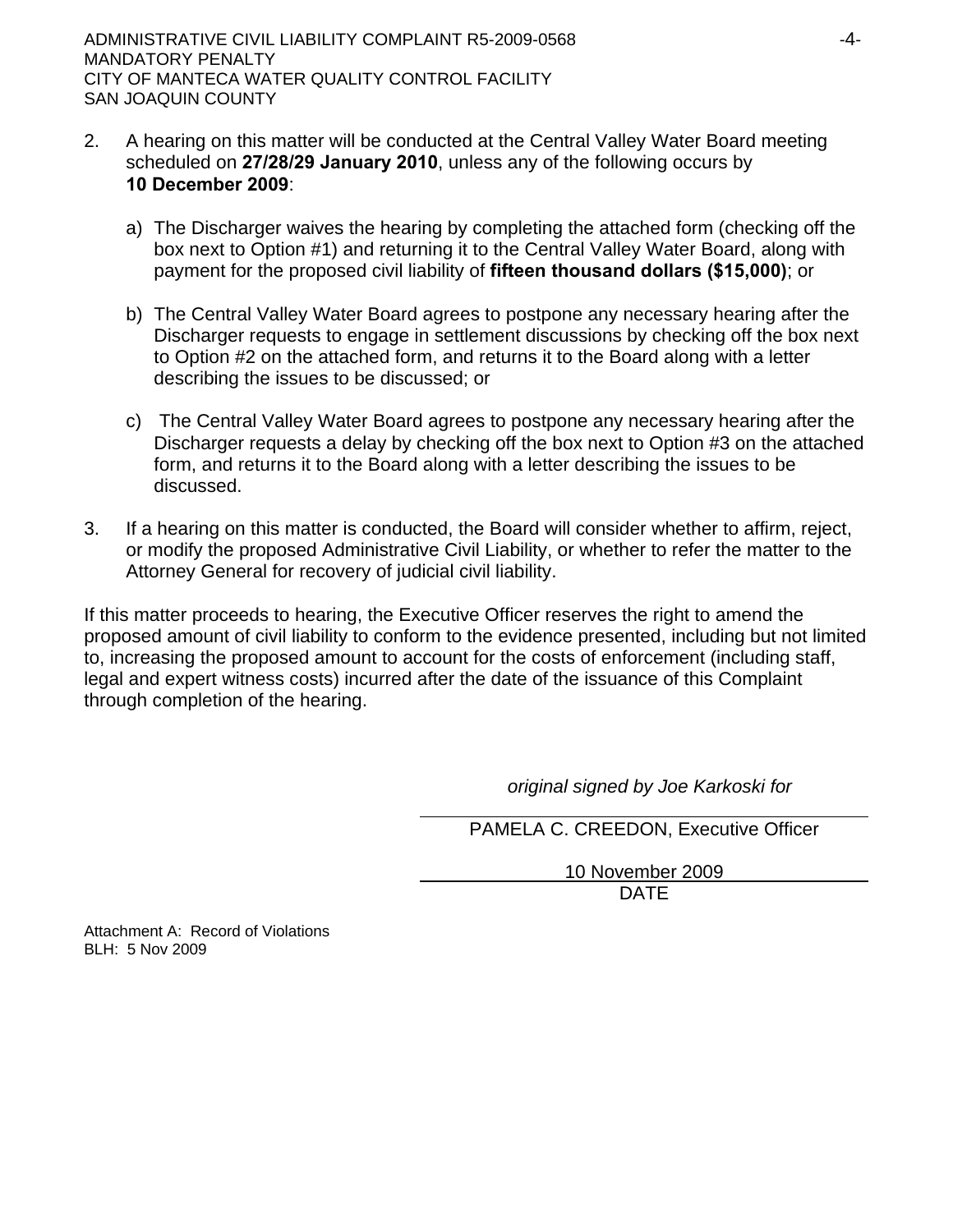2. A hearing on this matter will be conducted at the Central Valley Water Board meeting scheduled on **27/28/29 January 2010**, unless any of the following occurs by **10 December 2009**:

   a) The Discharger waives the hearing by completing the attached form (checking off the box next to Option #1) and returning it to the Central Valley Water Board, along with payment for the proposed civil liability of **fifteen thousand dollars ($15,000)**; or

   b) The Central Valley Water Board agrees to postpone any necessary hearing after the Discharger requests to engage in settlement discussions by checking off the box next to Option #2 on the attached form, and returns it to the Board along with a letter describing the issues to be discussed; or

   c) The Central Valley Water Board agrees to postpone any necessary hearing after the Discharger requests a delay by checking off the box next to Option #3 on the attached form, and returns it to the Board along with a letter describing the issues to be discussed.

3. If a hearing on this matter is conducted, the Board will consider whether to affirm, reject, or modify the proposed Administrative Civil Liability, or whether to refer the matter to the Attorney General for recovery of judicial civil liability.

If this matter proceeds to hearing, the Executive Officer reserves the right to amend the proposed amount of civil liability to conform to the evidence presented, including but not limited to, increasing the proposed amount to account for the costs of enforcement (including staff, legal and expert witness costs) incurred after the date of the issuance of this Complaint through completion of the hearing.

*original signed by Joe Karkoski for*

PAMELA C. CREEDON, Executive Officer

10 November 2009

DATE

Attachment A: Record of Violations
BLH: 5 Nov 2009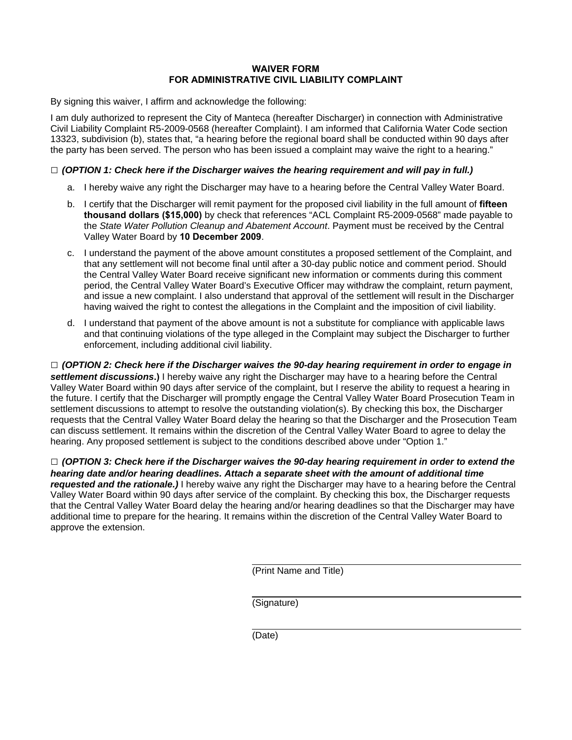**WAIVER FORM**
**FOR ADMINISTRATIVE CIVIL LIABILITY COMPLAINT**

By signing this waiver, I affirm and acknowledge the following:

I am duly authorized to represent the City of Manteca (hereafter Discharger) in connection with Administrative Civil Liability Complaint R5-2009-0568 (hereafter Complaint). I am informed that California Water Code section 13323, subdivision (b), states that, "a hearing before the regional board shall be conducted within 90 days after the party has been served. The person who has been issued a complaint may waive the right to a hearing."

□ ***(OPTION 1: Check here if the Discharger waives the hearing requirement and will pay in full.)***

a. I hereby waive any right the Discharger may have to a hearing before the Central Valley Water Board.

b. I certify that the Discharger will remit payment for the proposed civil liability in the full amount of **fifteen thousand dollars ($15,000)** by check that references "ACL Complaint R5-2009-0568" made payable to the *State Water Pollution Cleanup and Abatement Account*. Payment must be received by the Central Valley Water Board by **10 December 2009**.

c. I understand the payment of the above amount constitutes a proposed settlement of the Complaint, and that any settlement will not become final until after a 30-day public notice and comment period. Should the Central Valley Water Board receive significant new information or comments during this comment period, the Central Valley Water Board's Executive Officer may withdraw the complaint, return payment, and issue a new complaint. I also understand that approval of the settlement will result in the Discharger having waived the right to contest the allegations in the Complaint and the imposition of civil liability.

d. I understand that payment of the above amount is not a substitute for compliance with applicable laws and that continuing violations of the type alleged in the Complaint may subject the Discharger to further enforcement, including additional civil liability.

□ ***(OPTION 2: Check here if the Discharger waives the 90-day hearing requirement in order to engage in settlement discussions.)*** I hereby waive any right the Discharger may have to a hearing before the Central Valley Water Board within 90 days after service of the complaint, but I reserve the ability to request a hearing in the future. I certify that the Discharger will promptly engage the Central Valley Water Board Prosecution Team in settlement discussions to attempt to resolve the outstanding violation(s). By checking this box, the Discharger requests that the Central Valley Water Board delay the hearing so that the Discharger and the Prosecution Team can discuss settlement. It remains within the discretion of the Central Valley Water Board to agree to delay the hearing. Any proposed settlement is subject to the conditions described above under "Option 1."

□ ***(OPTION 3: Check here if the Discharger waives the 90-day hearing requirement in order to extend the hearing date and/or hearing deadlines. Attach a separate sheet with the amount of additional time requested and the rationale.)*** I hereby waive any right the Discharger may have to a hearing before the Central Valley Water Board within 90 days after service of the complaint. By checking this box, the Discharger requests that the Central Valley Water Board delay the hearing and/or hearing deadlines so that the Discharger may have additional time to prepare for the hearing. It remains within the discretion of the Central Valley Water Board to approve the extension.

______________________________
(Print Name and Title)

______________________________
(Signature)

______________________________
(Date)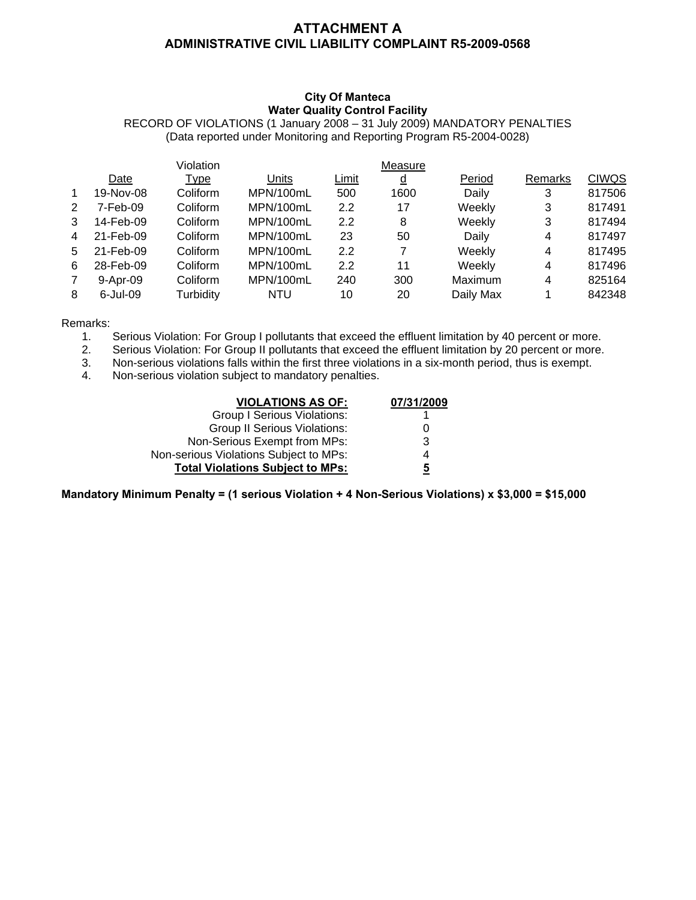# ATTACHMENT A
## ADMINISTRATIVE CIVIL LIABILITY COMPLAINT R5-2009-0568

**City Of Manteca**
**Water Quality Control Facility**
RECORD OF VIOLATIONS (1 January 2008 – 31 July 2009) MANDATORY PENALTIES
(Data reported under Monitoring and Reporting Program R5-2004-0028)

| | Date | Violation Type | Units | Limit | Measured | Period | Remarks | CIWQS |
|---|---|---|---|---|---|---|---|---|
| 1 | 19-Nov-08 | Coliform | MPN/100mL | 500 | 1600 | Daily | 3 | 817506 |
| 2 | 7-Feb-09 | Coliform | MPN/100mL | 2.2 | 17 | Weekly | 3 | 817491 |
| 3 | 14-Feb-09 | Coliform | MPN/100mL | 2.2 | 8 | Weekly | 3 | 817494 |
| 4 | 21-Feb-09 | Coliform | MPN/100mL | 23 | 50 | Daily | 4 | 817497 |
| 5 | 21-Feb-09 | Coliform | MPN/100mL | 2.2 | 7 | Weekly | 4 | 817495 |
| 6 | 28-Feb-09 | Coliform | MPN/100mL | 2.2 | 11 | Weekly | 4 | 817496 |
| 7 | 9-Apr-09 | Coliform | MPN/100mL | 240 | 300 | Maximum | 4 | 825164 |
| 8 | 6-Jul-09 | Turbidity | NTU | 10 | 20 | Daily Max | 1 | 842348 |

Remarks:

1. Serious Violation: For Group I pollutants that exceed the effluent limitation by 40 percent or more.
2. Serious Violation: For Group II pollutants that exceed the effluent limitation by 20 percent or more.
3. Non-serious violations falls within the first three violations in a six-month period, thus is exempt.
4. Non-serious violation subject to mandatory penalties.

| **VIOLATIONS AS OF:** | **07/31/2009** |
|---|---|
| Group I Serious Violations: | 1 |
| Group II Serious Violations: | 0 |
| Non-Serious Exempt from MPs: | 3 |
| Non-serious Violations Subject to MPs: | 4 |
| **Total Violations Subject to MPs:** | **5** |

**Mandatory Minimum Penalty = (1 serious Violation + 4 Non-Serious Violations) x $3,000 = $15,000**